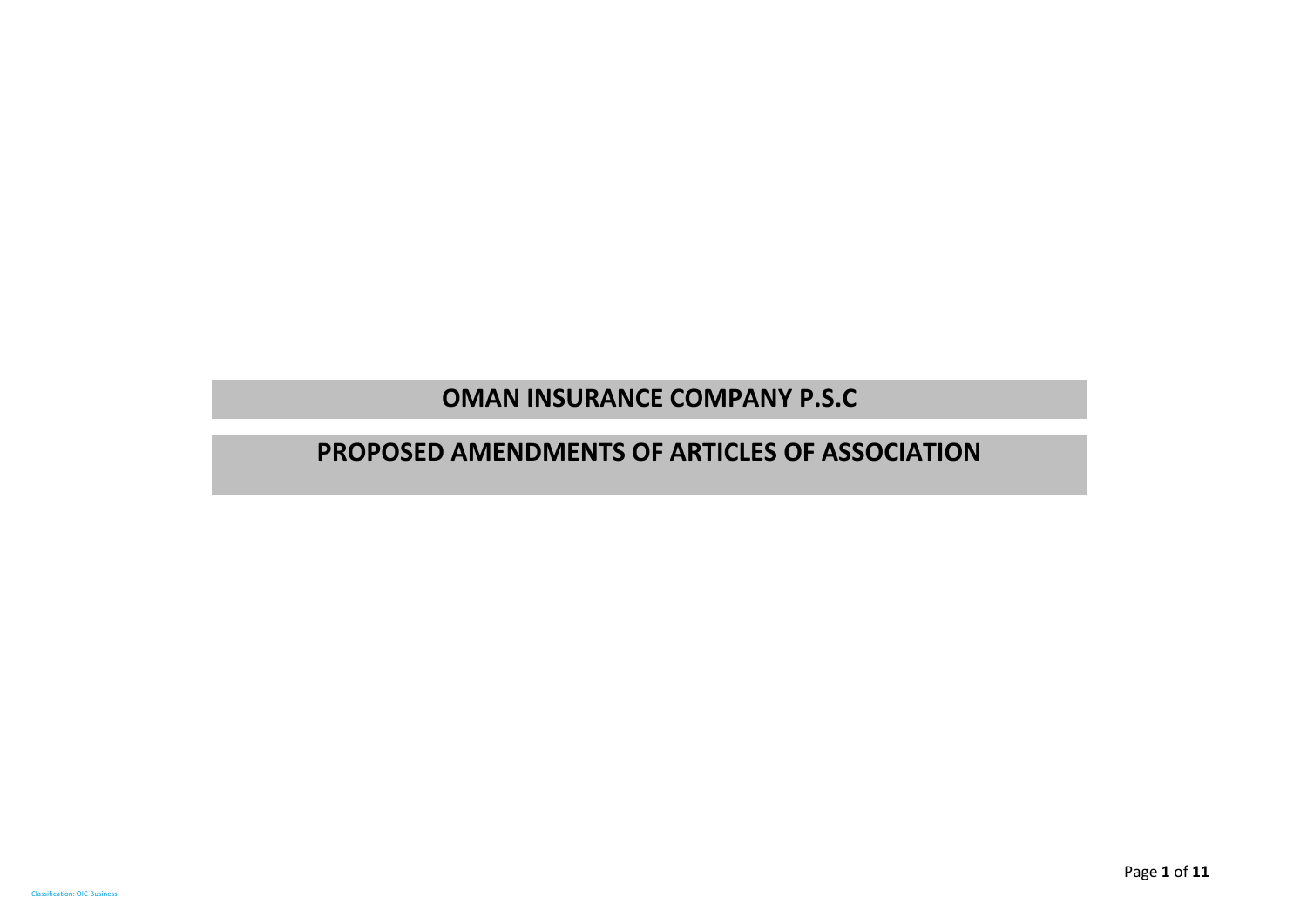# OMAN INSURANCE COMPANY P.S.C

## PROPOSED AMENDMENTS OF ARTICLES OF ASSOCIATION

Classification: OIC-Business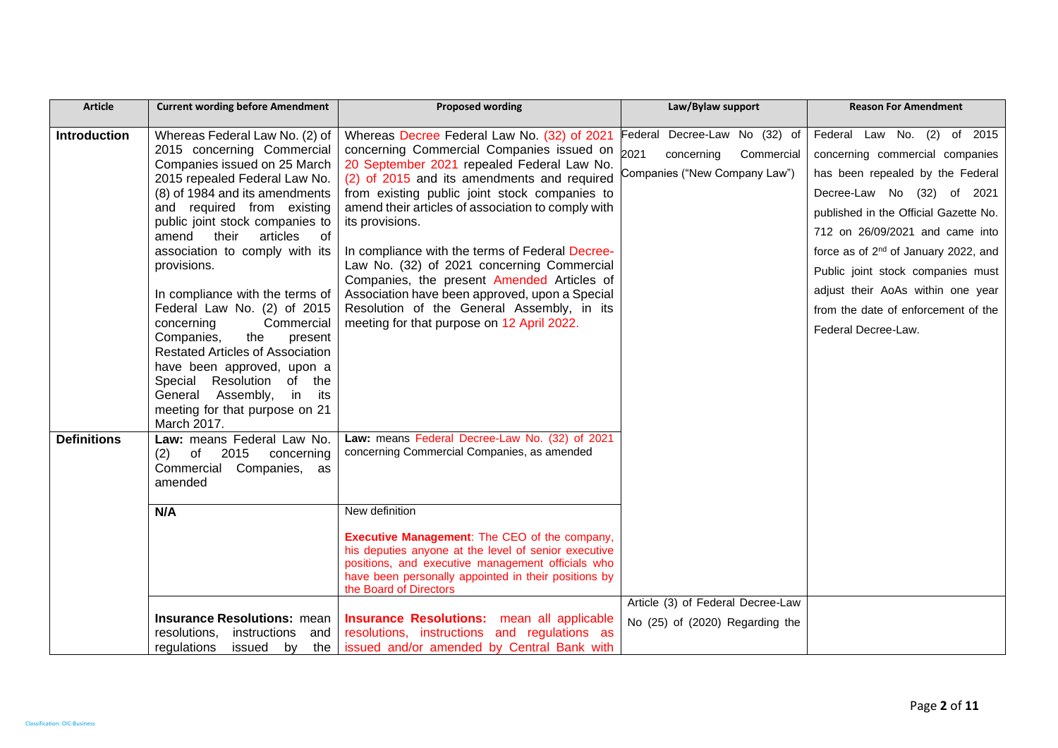| Article | Current wording before Amendment | Proposed wording | Law/Bylaw support | Reason For Amendment |
|---|---|---|---|---|
| **Introduction** | Whereas Federal Law No. (2) of 2015 concerning Commercial Companies issued on 25 March 2015 repealed Federal Law No. (8) of 1984 and its amendments and required from existing public joint stock companies to amend their articles of association to comply with its provisions.<br><br>In compliance with the terms of Federal Law No. (2) of 2015 concerning Commercial Companies, the present Restated Articles of Association have been approved, upon a Special Resolution of the General Assembly, in its meeting for that purpose on 21 March 2017. | Whereas Decree Federal Law No. (32) of 2021 concerning Commercial Companies issued on 20 September 2021 repealed Federal Law No. (2) of 2015 and its amendments and required from existing public joint stock companies to amend their articles of association to comply with its provisions.<br><br>In compliance with the terms of Federal Decree-Law No. (32) of 2021 concerning Commercial Companies, the present Amended Articles of Association have been approved, upon a Special Resolution of the General Assembly, in its meeting for that purpose on 12 April 2022. | Federal Decree-Law No (32) of 2021 concerning Commercial Companies ("New Company Law") | Federal Law No. (2) of 2015 concerning commercial companies has been repealed by the Federal Decree-Law No (32) of 2021 published in the Official Gazette No. 712 on 26/09/2021 and came into force as of 2nd of January 2022, and Public joint stock companies must adjust their AoAs within one year from the date of enforcement of the Federal Decree-Law. |
| **Definitions** | **Law:** means Federal Law No. (2) of 2015 concerning Commercial Companies, as amended | **Law:** means Federal Decree-Law No. (32) of 2021 concerning Commercial Companies, as amended | | |
| | **N/A** | New definition<br><br>**Executive Management**: The CEO of the company, his deputies anyone at the level of senior executive positions, and executive management officials who have been personally appointed in their positions by the Board of Directors | | |
| | **Insurance Resolutions:** mean resolutions, instructions and regulations issued by the | **Insurance Resolutions:** mean all applicable resolutions, instructions and regulations as issued and/or amended by Central Bank with | Article (3) of Federal Decree-Law No (25) of (2020) Regarding the | |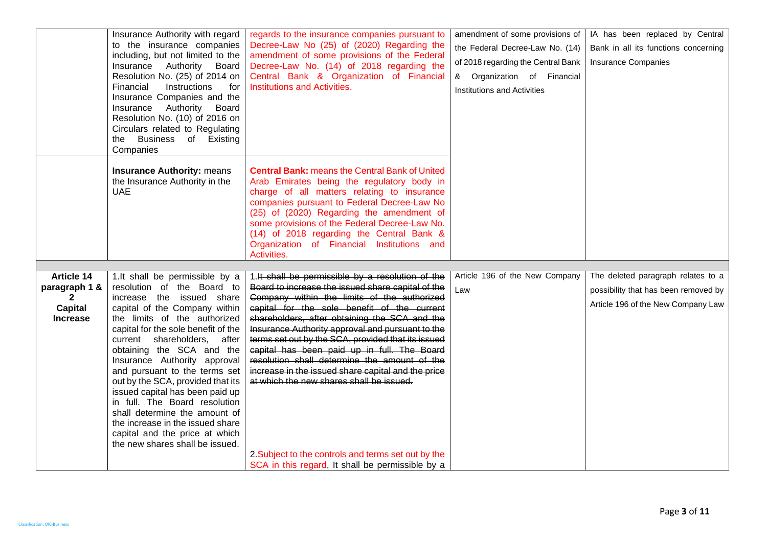| | | | | |
|---|---|---|---|---|
| | Insurance Authority with regard to the insurance companies including, but not limited to the Insurance Authority Board Resolution No. (25) of 2014 on Financial Instructions for Insurance Companies and the Insurance Authority Board Resolution No. (10) of 2016 on Circulars related to Regulating the Business of Existing Companies | regards to the insurance companies pursuant to Decree-Law No (25) of (2020) Regarding the amendment of some provisions of the Federal Decree-Law No. (14) of 2018 regarding the Central Bank & Organization of Financial Institutions and Activities. | amendment of some provisions of the Federal Decree-Law No. (14) of 2018 regarding the Central Bank & Organization of Financial Institutions and Activities | IA has been replaced by Central Bank in all its functions concerning Insurance Companies |
| | **Insurance Authority:** means the Insurance Authority in the UAE | **Central Bank:** means the Central Bank of United Arab Emirates being the regulatory body in charge of all matters relating to insurance companies pursuant to Federal Decree-Law No (25) of (2020) Regarding the amendment of some provisions of the Federal Decree-Law No. (14) of 2018 regarding the Central Bank & Organization of Financial Institutions and Activities. | | |
| | | | | |
| **Article 14 paragraph 1 & 2 Capital Increase** | 1.It shall be permissible by a resolution of the Board to increase the issued share capital of the Company within the limits of the authorized capital for the sole benefit of the current shareholders, after obtaining the SCA and the Insurance Authority approval and pursuant to the terms set out by the SCA, provided that its issued capital has been paid up in full. The Board resolution shall determine the amount of the increase in the issued share capital and the price at which the new shares shall be issued. | 1.~~It shall be permissible by a resolution of the Board to increase the issued share capital of the Company within the limits of the authorized capital for the sole benefit of the current shareholders, after obtaining the SCA and the Insurance Authority approval and pursuant to the terms set out by the SCA, provided that its issued capital has been paid up in full. The Board resolution shall determine the amount of the increase in the issued share capital and the price at which the new shares shall be issued.~~<br><br>2.Subject to the controls and terms set out by the SCA in this regard, It shall be permissible by a | Article 196 of the New Company Law | The deleted paragraph relates to a possibility that has been removed by Article 196 of the New Company Law |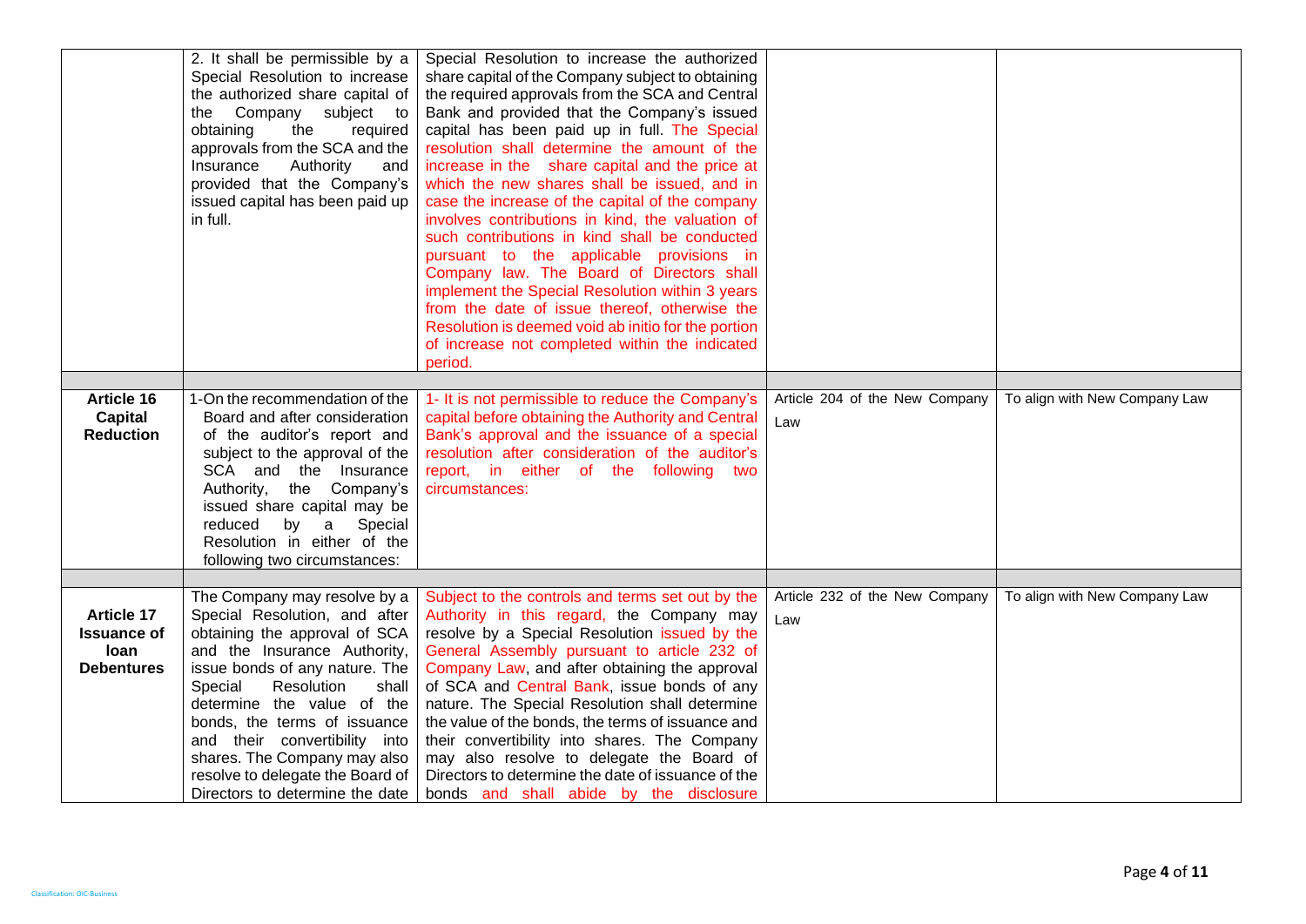|  |  |  |  |  |
|---|---|---|---|---|
|  | 2. It shall be permissible by a Special Resolution to increase the authorized share capital of the Company subject to obtaining the required approvals from the SCA and the Insurance Authority and provided that the Company's issued capital has been paid up in full. | Special Resolution to increase the authorized share capital of the Company subject to obtaining the required approvals from the SCA and Central Bank and provided that the Company's issued capital has been paid up in full. The Special resolution shall determine the amount of the increase in the share capital and the price at which the new shares shall be issued, and in case the increase of the capital of the company involves contributions in kind, the valuation of such contributions in kind shall be conducted pursuant to the applicable provisions in Company law. The Board of Directors shall implement the Special Resolution within 3 years from the date of issue thereof, otherwise the Resolution is deemed void ab initio for the portion of increase not completed within the indicated period. |  |  |
|  |  |  |  |  |
| **Article 16 Capital Reduction** | 1-On the recommendation of the Board and after consideration of the auditor's report and subject to the approval of the SCA and the Insurance Authority, the Company's issued share capital may be reduced by a Special Resolution in either of the following two circumstances: | 1- It is not permissible to reduce the Company's capital before obtaining the Authority and Central Bank's approval and the issuance of a special resolution after consideration of the auditor's report, in either of the following two circumstances: | Article 204 of the New Company Law | To align with New Company Law |
|  |  |  |  |  |
| **Article 17 Issuance of loan Debentures** | The Company may resolve by a Special Resolution, and after obtaining the approval of SCA and the Insurance Authority, issue bonds of any nature. The Special Resolution shall determine the value of the bonds, the terms of issuance and their convertibility into shares. The Company may also resolve to delegate the Board of Directors to determine the date | Subject to the controls and terms set out by the Authority in this regard, the Company may resolve by a Special Resolution issued by the General Assembly pursuant to article 232 of Company Law, and after obtaining the approval of SCA and Central Bank, issue bonds of any nature. The Special Resolution shall determine the value of the bonds, the terms of issuance and their convertibility into shares. The Company may also resolve to delegate the Board of Directors to determine the date of issuance of the bonds and shall abide by the disclosure | Article 232 of the New Company Law | To align with New Company Law |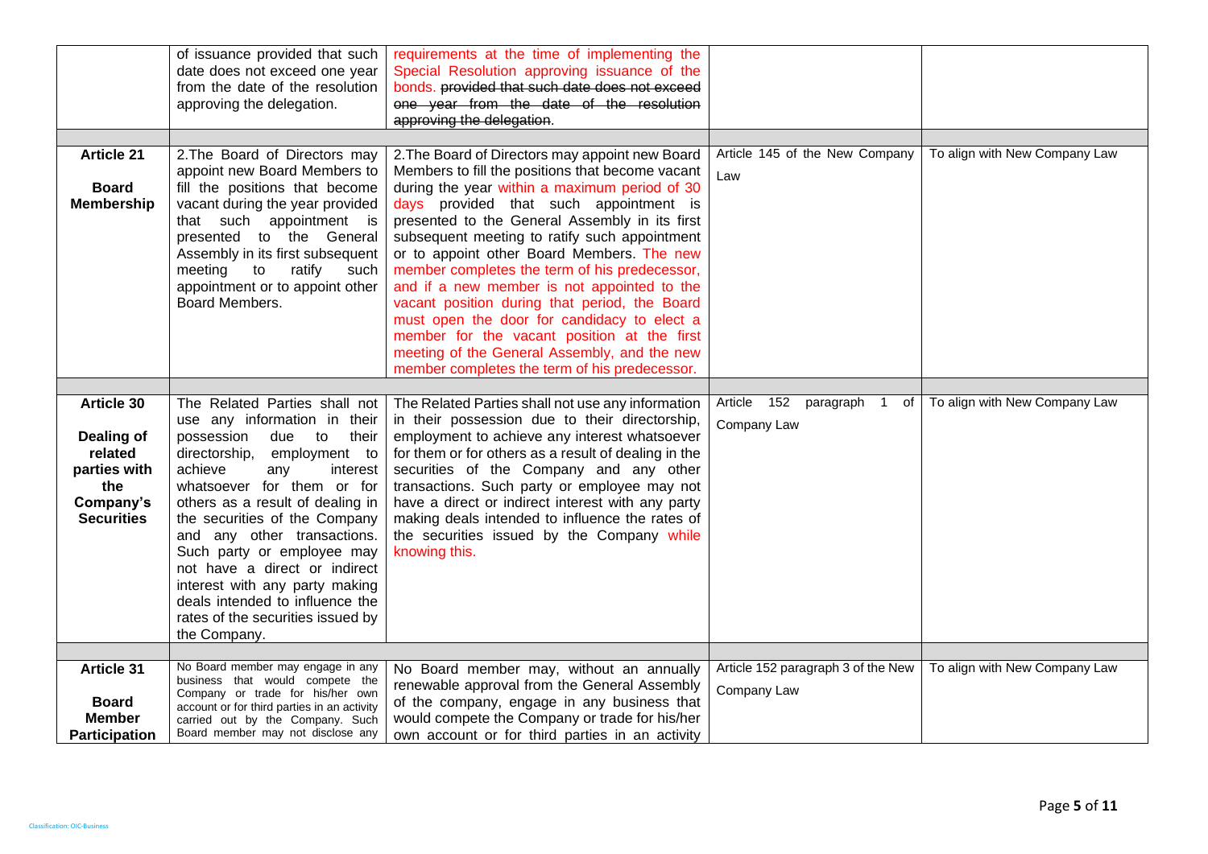| | | | | |
|---|---|---|---|---|
| | of issuance provided that such date does not exceed one year from the date of the resolution approving the delegation. | requirements at the time of implementing the Special Resolution approving issuance of the bonds. ~~provided that such date does not exceed one year from the date of the resolution approving the delegation.~~ | | |
| | | | | |
| **Article 21** **Board Membership** | 2.The Board of Directors may appoint new Board Members to fill the positions that become vacant during the year provided that such appointment is presented to the General Assembly in its first subsequent meeting to ratify such appointment or to appoint other Board Members. | 2.The Board of Directors may appoint new Board Members to fill the positions that become vacant during the year within a maximum period of 30 days provided that such appointment is presented to the General Assembly in its first subsequent meeting to ratify such appointment or to appoint other Board Members. The new member completes the term of his predecessor, and if a new member is not appointed to the vacant position during that period, the Board must open the door for candidacy to elect a member for the vacant position at the first meeting of the General Assembly, and the new member completes the term of his predecessor. | Article 145 of the New Company Law | To align with New Company Law |
| | | | | |
| **Article 30** **Dealing of related parties with the Company's Securities** | The Related Parties shall not use any information in their possession due to their directorship, employment to achieve any interest whatsoever for them or for others as a result of dealing in the securities of the Company and any other transactions. Such party or employee may not have a direct or indirect interest with any party making deals intended to influence the rates of the securities issued by the Company. | The Related Parties shall not use any information in their possession due to their directorship, employment to achieve any interest whatsoever for them or for others as a result of dealing in the securities of the Company and any other transactions. Such party or employee may not have a direct or indirect interest with any party making deals intended to influence the rates of the securities issued by the Company while knowing this. | Article 152 paragraph 1 of Company Law | To align with New Company Law |
| | | | | |
| **Article 31** **Board Member Participation** | No Board member may engage in any business that would compete the Company or trade for his/her own account or for third parties in an activity carried out by the Company. Such Board member may not disclose any | No Board member may, without an annually renewable approval from the General Assembly of the company, engage in any business that would compete the Company or trade for his/her own account or for third parties in an activity | Article 152 paragraph 3 of the New Company Law | To align with New Company Law |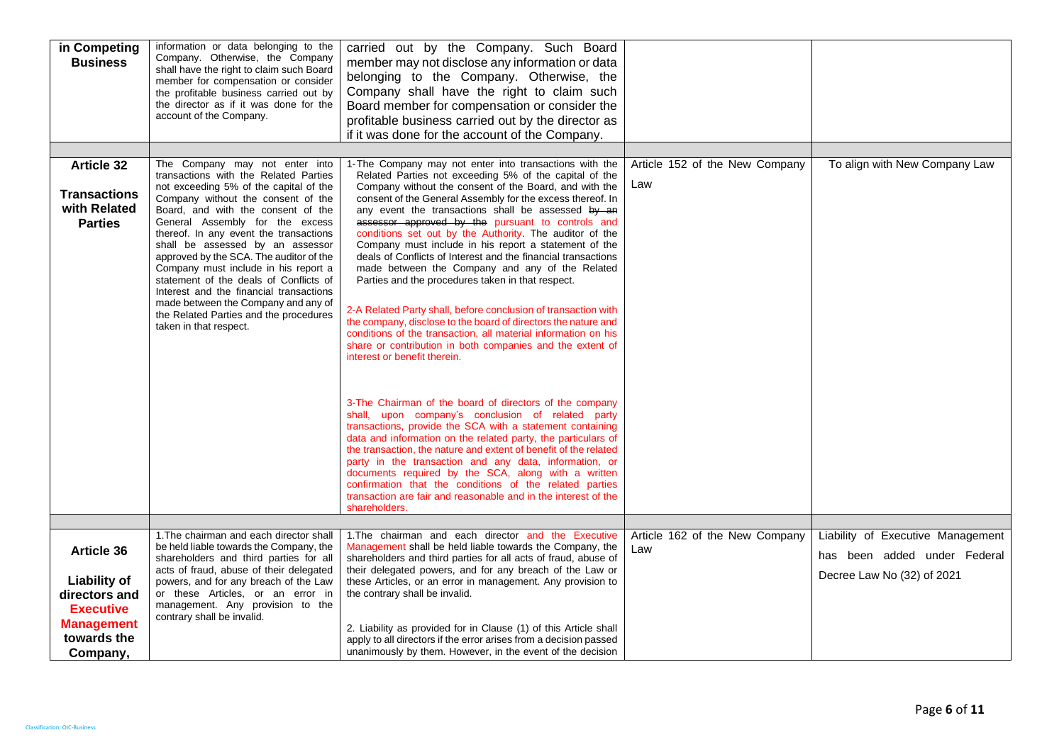| in Competing Business | information or data belonging to the Company. Otherwise, the Company shall have the right to claim such Board member for compensation or consider the profitable business carried out by the director as if it was done for the account of the Company. | carried out by the Company. Such Board member may not disclose any information or data belonging to the Company. Otherwise, the Company shall have the right to claim such Board member for compensation or consider the profitable business carried out by the director as if it was done for the account of the Company. | | |
|---|---|---|---|---|
| | | | | |
| **Article 32** **Transactions with Related Parties** | The Company may not enter into transactions with the Related Parties not exceeding 5% of the capital of the Company without the consent of the Board, and with the consent of the General Assembly for the excess thereof. In any event the transactions shall be assessed by an assessor approved by the SCA. The auditor of the Company must include in his report a statement of the deals of Conflicts of Interest and the financial transactions made between the Company and any of the Related Parties and the procedures taken in that respect. | 1-The Company may not enter into transactions with the Related Parties not exceeding 5% of the capital of the Company without the consent of the Board, and with the consent of the General Assembly for the excess thereof. In any event the transactions shall be assessed ~~by an assessor approved by the~~ pursuant to controls and conditions set out by the Authority. The auditor of the Company must include in his report a statement of the deals of Conflicts of Interest and the financial transactions made between the Company and any of the Related Parties and the procedures taken in that respect.<br><br>2-A Related Party shall, before conclusion of transaction with the company, disclose to the board of directors the nature and conditions of the transaction, all material information on his share or contribution in both companies and the extent of interest or benefit therein.<br><br>3-The Chairman of the board of directors of the company shall, upon company's conclusion of related party transactions, provide the SCA with a statement containing data and information on the related party, the particulars of the transaction, the nature and extent of benefit of the related party in the transaction and any data, information, or documents required by the SCA, along with a written confirmation that the conditions of the related parties transaction are fair and reasonable and in the interest of the shareholders. | Article 152 of the New Company Law | To align with New Company Law |
| | | | | |
| **Article 36** **Liability of directors and Executive Management towards the Company,** | 1.The chairman and each director shall be held liable towards the Company, the shareholders and third parties for all acts of fraud, abuse of their delegated powers, and for any breach of the Law or these Articles, or an error in management. Any provision to the contrary shall be invalid. | 1.The chairman and each director and the Executive Management shall be held liable towards the Company, the shareholders and third parties for all acts of fraud, abuse of their delegated powers, and for any breach of the Law or these Articles, or an error in management. Any provision to the contrary shall be invalid.<br><br>2. Liability as provided for in Clause (1) of this Article shall apply to all directors if the error arises from a decision passed unanimously by them. However, in the event of the decision | Article 162 of the New Company Law | Liability of Executive Management has been added under Federal Decree Law No (32) of 2021 |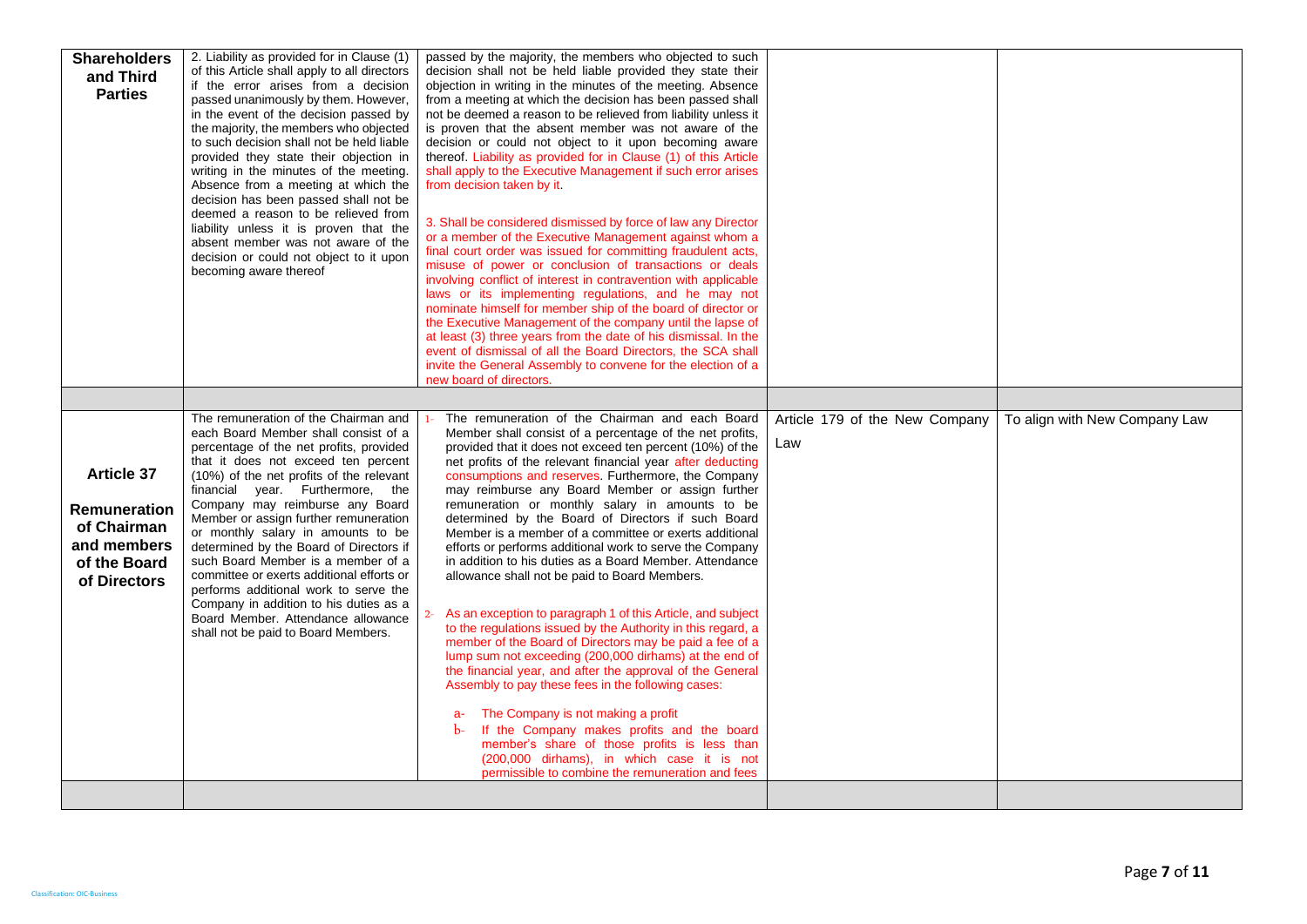| | | | | |
|---|---|---|---|---|
| **Shareholders and Third Parties** | 2. Liability as provided for in Clause (1) of this Article shall apply to all directors if the error arises from a decision passed unanimously by them. However, in the event of the decision passed by the majority, the members who objected to such decision shall not be held liable provided they state their objection in writing in the minutes of the meeting. Absence from a meeting at which the decision has been passed shall not be deemed a reason to be relieved from liability unless it is proven that the absent member was not aware of the decision or could not object to it upon becoming aware thereof | passed by the majority, the members who objected to such decision shall not be held liable provided they state their objection in writing in the minutes of the meeting. Absence from a meeting at which the decision has been passed shall not be deemed a reason to be relieved from liability unless it is proven that the absent member was not aware of the decision or could not object to it upon becoming aware thereof. Liability as provided for in Clause (1) of this Article shall apply to the Executive Management if such error arises from decision taken by it.<br><br>3. Shall be considered dismissed by force of law any Director or a member of the Executive Management against whom a final court order was issued for committing fraudulent acts, misuse of power or conclusion of transactions or deals involving conflict of interest in contravention with applicable laws or its implementing regulations, and he may not nominate himself for member ship of the board of director or the Executive Management of the company until the lapse of at least (3) three years from the date of his dismissal. In the event of dismissal of all the Board Directors, the SCA shall invite the General Assembly to convene for the election of a new board of directors. | | |
| | | | | |
| **Article 37**<br><br>**Remuneration of Chairman and members of the Board of Directors** | The remuneration of the Chairman and each Board Member shall consist of a percentage of the net profits, provided that it does not exceed ten percent (10%) of the net profits of the relevant financial year. Furthermore, the Company may reimburse any Board Member or assign further remuneration or monthly salary in amounts to be determined by the Board of Directors if such Board Member is a member of a committee or exerts additional efforts or performs additional work to serve the Company in addition to his duties as a Board Member. Attendance allowance shall not be paid to Board Members. | 1- The remuneration of the Chairman and each Board Member shall consist of a percentage of the net profits, provided that it does not exceed ten percent (10%) of the net profits of the relevant financial year after deducting consumptions and reserves. Furthermore, the Company may reimburse any Board Member or assign further remuneration or monthly salary in amounts to be determined by the Board of Directors if such Board Member is a member of a committee or exerts additional efforts or performs additional work to serve the Company in addition to his duties as a Board Member. Attendance allowance shall not be paid to Board Members.<br><br>2- As an exception to paragraph 1 of this Article, and subject to the regulations issued by the Authority in this regard, a member of the Board of Directors may be paid a fee of a lump sum not exceeding (200,000 dirhams) at the end of the financial year, and after the approval of the General Assembly to pay these fees in the following cases:<br><br>a- The Company is not making a profit<br>b- If the Company makes profits and the board member's share of those profits is less than (200,000 dirhams), in which case it is not permissible to combine the remuneration and fees | Article 179 of the New Company Law | To align with New Company Law |
| | | | | |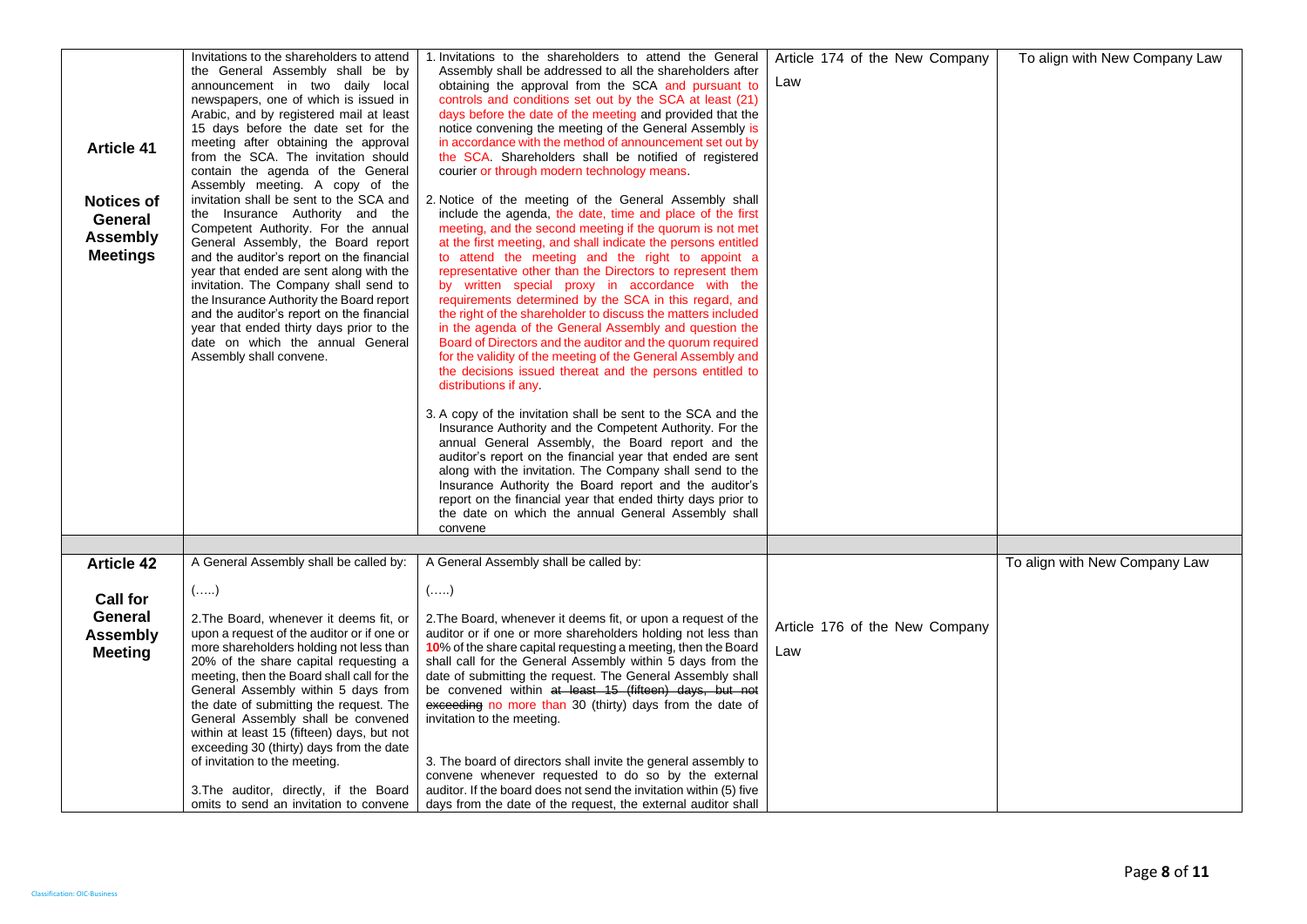| Article 41<br><br>Notices of General Assembly Meetings | Invitations to the shareholders to attend the General Assembly shall be by announcement in two daily local newspapers, one of which is issued in Arabic, and by registered mail at least 15 days before the date set for the meeting after obtaining the approval from the SCA. The invitation should contain the agenda of the General Assembly meeting. A copy of the invitation shall be sent to the SCA and the Insurance Authority and the Competent Authority. For the annual General Assembly, the Board report and the auditor's report on the financial year that ended are sent along with the invitation. The Company shall send to the Insurance Authority the Board report and the auditor's report on the financial year that ended thirty days prior to the date on which the annual General Assembly shall convene. | 1. Invitations to the shareholders to attend the General Assembly shall be addressed to all the shareholders after obtaining the approval from the SCA and pursuant to controls and conditions set out by the SCA at least (21) days before the date of the meeting and provided that the notice convening the meeting of the General Assembly is in accordance with the method of announcement set out by the SCA. Shareholders shall be notified of registered courier or through modern technology means.<br><br>2. Notice of the meeting of the General Assembly shall include the agenda, the date, time and place of the first meeting, and the second meeting if the quorum is not met at the first meeting, and shall indicate the persons entitled to attend the meeting and the right to appoint a representative other than the Directors to represent them by written special proxy in accordance with the requirements determined by the SCA in this regard, and the right of the shareholder to discuss the matters included in the agenda of the General Assembly and question the Board of Directors and the auditor and the quorum required for the validity of the meeting of the General Assembly and the decisions issued thereat and the persons entitled to distributions if any.<br><br>3. A copy of the invitation shall be sent to the SCA and the Insurance Authority and the Competent Authority. For the annual General Assembly, the Board report and the auditor's report on the financial year that ended are sent along with the invitation. The Company shall send to the Insurance Authority the Board report and the auditor's report on the financial year that ended thirty days prior to the date on which the annual General Assembly shall convene | Article 174 of the New Company Law | To align with New Company Law |
|---|---|---|---|---|
| | | | | |
| Article 42<br><br>Call for General Assembly Meeting | A General Assembly shall be called by:<br><br>(…..)<br><br>2.The Board, whenever it deems fit, or upon a request of the auditor or if one or more shareholders holding not less than 20% of the share capital requesting a meeting, then the Board shall call for the General Assembly within 5 days from the date of submitting the request. The General Assembly shall be convened within at least 15 (fifteen) days, but not exceeding 30 (thirty) days from the date of invitation to the meeting.<br><br>3.The auditor, directly, if the Board omits to send an invitation to convene | A General Assembly shall be called by:<br><br>(…..)<br><br>2.The Board, whenever it deems fit, or upon a request of the auditor or if one or more shareholders holding not less than **10**% of the share capital requesting a meeting, then the Board shall call for the General Assembly within 5 days from the date of submitting the request. The General Assembly shall be convened within ~~at least 15 (fifteen) days, but not exceeding~~ no more than 30 (thirty) days from the date of invitation to the meeting.<br><br>3. The board of directors shall invite the general assembly to convene whenever requested to do so by the external auditor. If the board does not send the invitation within (5) five days from the date of the request, the external auditor shall | Article 176 of the New Company Law | To align with New Company Law |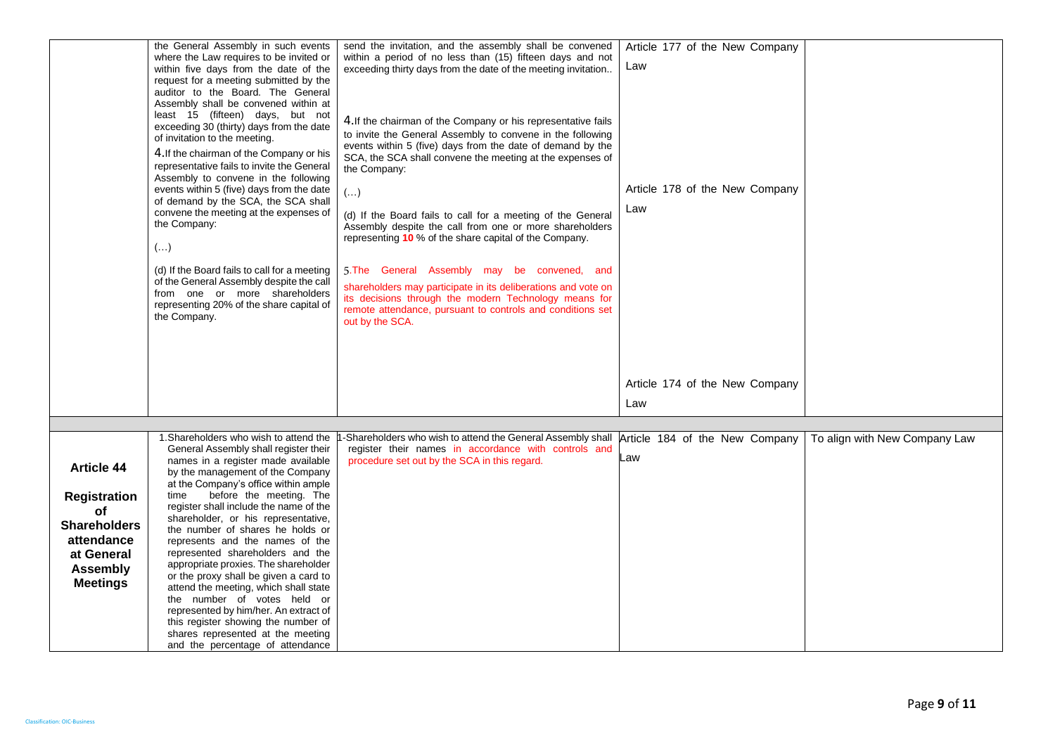| | | | | |
|---|---|---|---|---|
| | the General Assembly in such events where the Law requires to be invited or within five days from the date of the request for a meeting submitted by the auditor to the Board. The General Assembly shall be convened within at least 15 (fifteen) days, but not exceeding 30 (thirty) days from the date of invitation to the meeting.<br><br>4.If the chairman of the Company or his representative fails to invite the General Assembly to convene in the following events within 5 (five) days from the date of demand by the SCA, the SCA shall convene the meeting at the expenses of the Company:<br><br>(…)<br><br>(d) If the Board fails to call for a meeting of the General Assembly despite the call from one or more shareholders representing 20% of the share capital of the Company. | send the invitation, and the assembly shall be convened within a period of no less than (15) fifteen days and not exceeding thirty days from the date of the meeting invitation..<br><br>4.If the chairman of the Company or his representative fails to invite the General Assembly to convene in the following events within 5 (five) days from the date of demand by the SCA, the SCA shall convene the meeting at the expenses of the Company:<br><br>(…)<br><br>(d) If the Board fails to call for a meeting of the General Assembly despite the call from one or more shareholders representing **10** % of the share capital of the Company.<br><br>5.The General Assembly may be convened, and shareholders may participate in its deliberations and vote on its decisions through the modern Technology means for remote attendance, pursuant to controls and conditions set out by the SCA. | Article 177 of the New Company Law<br><br>Article 178 of the New Company Law<br><br>Article 174 of the New Company Law | |
| | | | | |
| **Article 44**<br><br>**Registration of Shareholders attendance at General Assembly Meetings** | 1.Shareholders who wish to attend the General Assembly shall register their names in a register made available by the management of the Company at the Company's office within ample time before the meeting. The register shall include the name of the shareholder, or his representative, the number of shares he holds or represents and the names of the represented shareholders and the appropriate proxies. The shareholder or the proxy shall be given a card to attend the meeting, which shall state the number of votes held or represented by him/her. An extract of this register showing the number of shares represented at the meeting and the percentage of attendance | 1-Shareholders who wish to attend the General Assembly shall register their names in accordance with controls and procedure set out by the SCA in this regard. | Article 184 of the New Company Law | To align with New Company Law |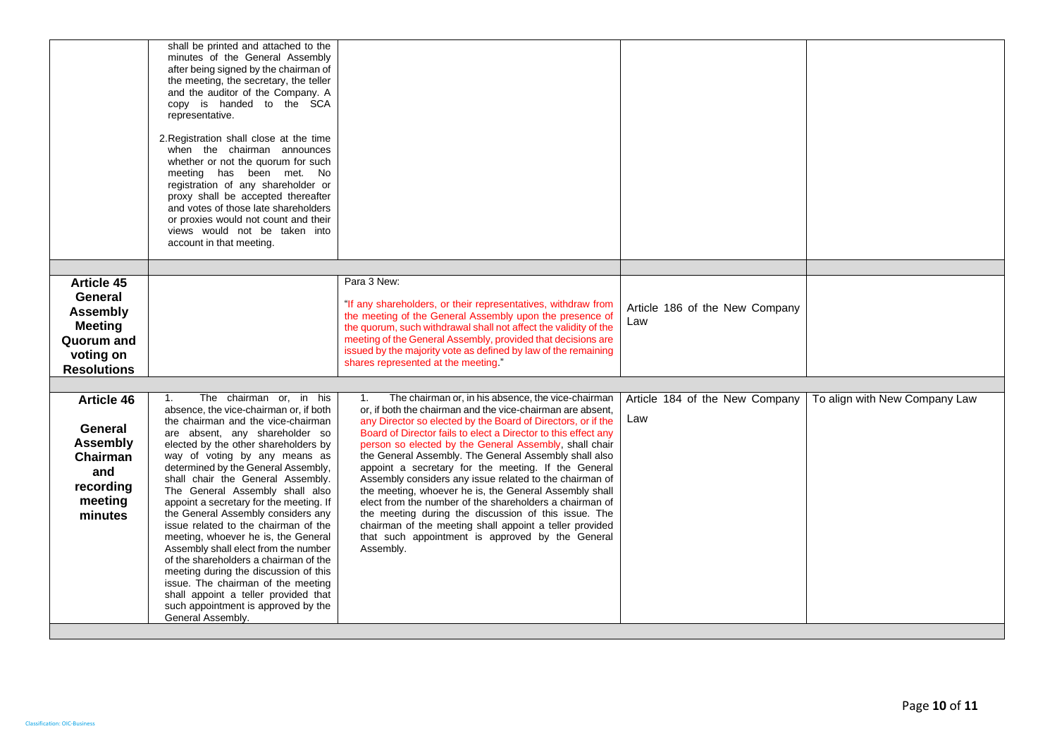| | | | | |
|---|---|---|---|---|
| | shall be printed and attached to the minutes of the General Assembly after being signed by the chairman of the meeting, the secretary, the teller and the auditor of the Company. A copy is handed to the SCA representative.<br><br>2.Registration shall close at the time when the chairman announces whether or not the quorum for such meeting has been met. No registration of any shareholder or proxy shall be accepted thereafter and votes of those late shareholders or proxies would not count and their views would not be taken into account in that meeting. | | | |
| | | | | |
| **Article 45 General Assembly Meeting Quorum and voting on Resolutions** | | Para 3 New:<br><br>"If any shareholders, or their representatives, withdraw from the meeting of the General Assembly upon the presence of the quorum, such withdrawal shall not affect the validity of the meeting of the General Assembly, provided that decisions are issued by the majority vote as defined by law of the remaining shares represented at the meeting." | Article 186 of the New Company Law | |
| | | | | |
| **Article 46 General Assembly Chairman and recording meeting minutes** | 1. The chairman or, in his absence, the vice-chairman or, if both the chairman and the vice-chairman are absent, any shareholder so elected by the other shareholders by way of voting by any means as determined by the General Assembly, shall chair the General Assembly. The General Assembly shall also appoint a secretary for the meeting. If the General Assembly considers any issue related to the chairman of the meeting, whoever he is, the General Assembly shall elect from the number of the shareholders a chairman of the meeting during the discussion of this issue. The chairman of the meeting shall appoint a teller provided that such appointment is approved by the General Assembly. | 1. The chairman or, in his absence, the vice-chairman or, if both the chairman and the vice-chairman are absent, any Director so elected by the Board of Directors, or if the Board of Director fails to elect a Director to this effect any person so elected by the General Assembly, shall chair the General Assembly. The General Assembly shall also appoint a secretary for the meeting. If the General Assembly considers any issue related to the chairman of the meeting, whoever he is, the General Assembly shall elect from the number of the shareholders a chairman of the meeting during the discussion of this issue. The chairman of the meeting shall appoint a teller provided that such appointment is approved by the General Assembly. | Article 184 of the New Company Law | To align with New Company Law |
| | | | | |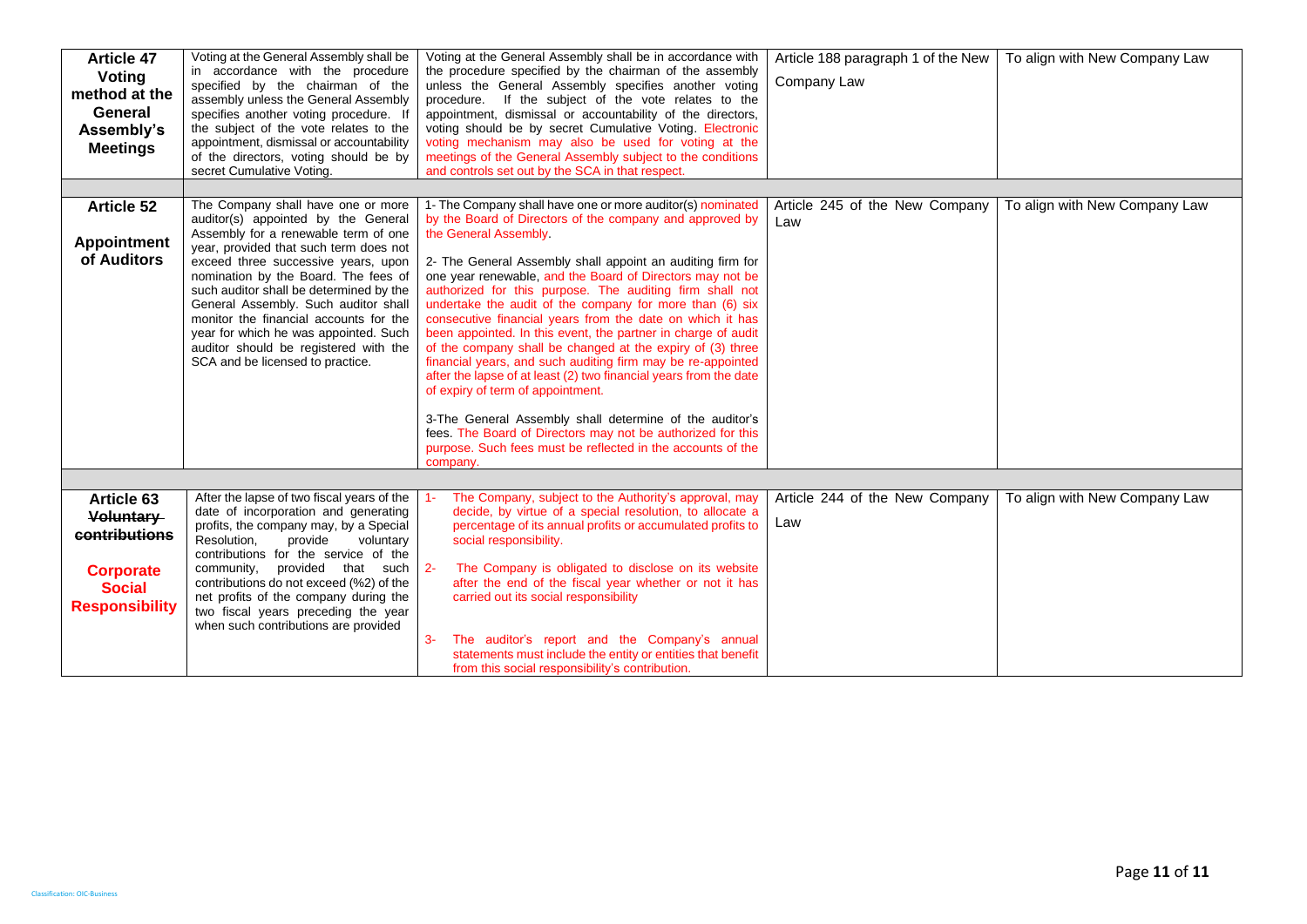| | | | | |
|---|---|---|---|---|
| **Article 47** **Voting method at the General Assembly's Meetings** | Voting at the General Assembly shall be in accordance with the procedure specified by the chairman of the assembly unless the General Assembly specifies another voting procedure. If the subject of the vote relates to the appointment, dismissal or accountability of the directors, voting should be by secret Cumulative Voting. | Voting at the General Assembly shall be in accordance with the procedure specified by the chairman of the assembly unless the General Assembly specifies another voting procedure. If the subject of the vote relates to the appointment, dismissal or accountability of the directors, voting should be by secret Cumulative Voting. Electronic voting mechanism may also be used for voting at the meetings of the General Assembly subject to the conditions and controls set out by the SCA in that respect. | Article 188 paragraph 1 of the New Company Law | To align with New Company Law |
| | | | | |
| **Article 52** **Appointment of Auditors** | The Company shall have one or more auditor(s) appointed by the General Assembly for a renewable term of one year, provided that such term does not exceed three successive years, upon nomination by the Board. The fees of such auditor shall be determined by the General Assembly. Such auditor shall monitor the financial accounts for the year for which he was appointed. Such auditor should be registered with the SCA and be licensed to practice. | 1- The Company shall have one or more auditor(s) nominated by the Board of Directors of the company and approved by the General Assembly.<br><br>2- The General Assembly shall appoint an auditing firm for one year renewable, and the Board of Directors may not be authorized for this purpose. The auditing firm shall not undertake the audit of the company for more than (6) six consecutive financial years from the date on which it has been appointed. In this event, the partner in charge of audit of the company shall be changed at the expiry of (3) three financial years, and such auditing firm may be re-appointed after the lapse of at least (2) two financial years from the date of expiry of term of appointment.<br><br>3-The General Assembly shall determine of the auditor's fees. The Board of Directors may not be authorized for this purpose. Such fees must be reflected in the accounts of the company. | Article 245 of the New Company Law | To align with New Company Law |
| | | | | |
| **Article 63** ~~**Voluntary contributions**~~ **Corporate Social Responsibility** | After the lapse of two fiscal years of the date of incorporation and generating profits, the company may, by a Special Resolution, provide voluntary contributions for the service of the community, provided that such contributions do not exceed (%2) of the net profits of the company during the two fiscal years preceding the year when such contributions are provided | 1- The Company, subject to the Authority's approval, may decide, by virtue of a special resolution, to allocate a percentage of its annual profits or accumulated profits to social responsibility.<br><br>2- The Company is obligated to disclose on its website after the end of the fiscal year whether or not it has carried out its social responsibility<br><br>3- The auditor's report and the Company's annual statements must include the entity or entities that benefit from this social responsibility's contribution. | Article 244 of the New Company Law | To align with New Company Law |

Classification: OIC-Business